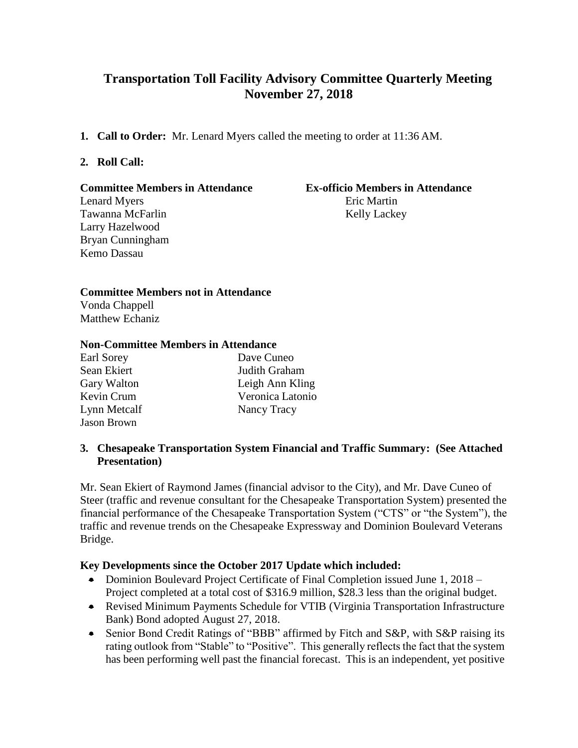# Transportation Toll Facility Advisory Committee Quarterly Meeting
# November 27, 2018

1. **Call to Order:** Mr. Lenard Myers called the meeting to order at 11:36 AM.

2. **Roll Call:**

**Committee Members in Attendance**

Lenard Myers
Tawanna McFarlin
Larry Hazelwood
Bryan Cunningham
Kemo Dassau

**Ex-officio Members in Attendance**

Eric Martin
Kelly Lackey

**Committee Members not in Attendance**

Vonda Chappell
Matthew Echaniz

**Non-Committee Members in Attendance**

| | |
|---|---|
| Earl Sorey | Dave Cuneo |
| Sean Ekiert | Judith Graham |
| Gary Walton | Leigh Ann Kling |
| Kevin Crum | Veronica Latonio |
| Lynn Metcalf | Nancy Tracy |
| Jason Brown | |

3. **Chesapeake Transportation System Financial and Traffic Summary: (See Attached Presentation)**

Mr. Sean Ekiert of Raymond James (financial advisor to the City), and Mr. Dave Cuneo of Steer (traffic and revenue consultant for the Chesapeake Transportation System) presented the financial performance of the Chesapeake Transportation System ("CTS" or "the System"), the traffic and revenue trends on the Chesapeake Expressway and Dominion Boulevard Veterans Bridge.

**Key Developments since the October 2017 Update which included:**

- Dominion Boulevard Project Certificate of Final Completion issued June 1, 2018 – Project completed at a total cost of $316.9 million, $28.3 less than the original budget.
- Revised Minimum Payments Schedule for VTIB (Virginia Transportation Infrastructure Bank) Bond adopted August 27, 2018.
- Senior Bond Credit Ratings of "BBB" affirmed by Fitch and S&P, with S&P raising its rating outlook from "Stable" to "Positive". This generally reflects the fact that the system has been performing well past the financial forecast. This is an independent, yet positive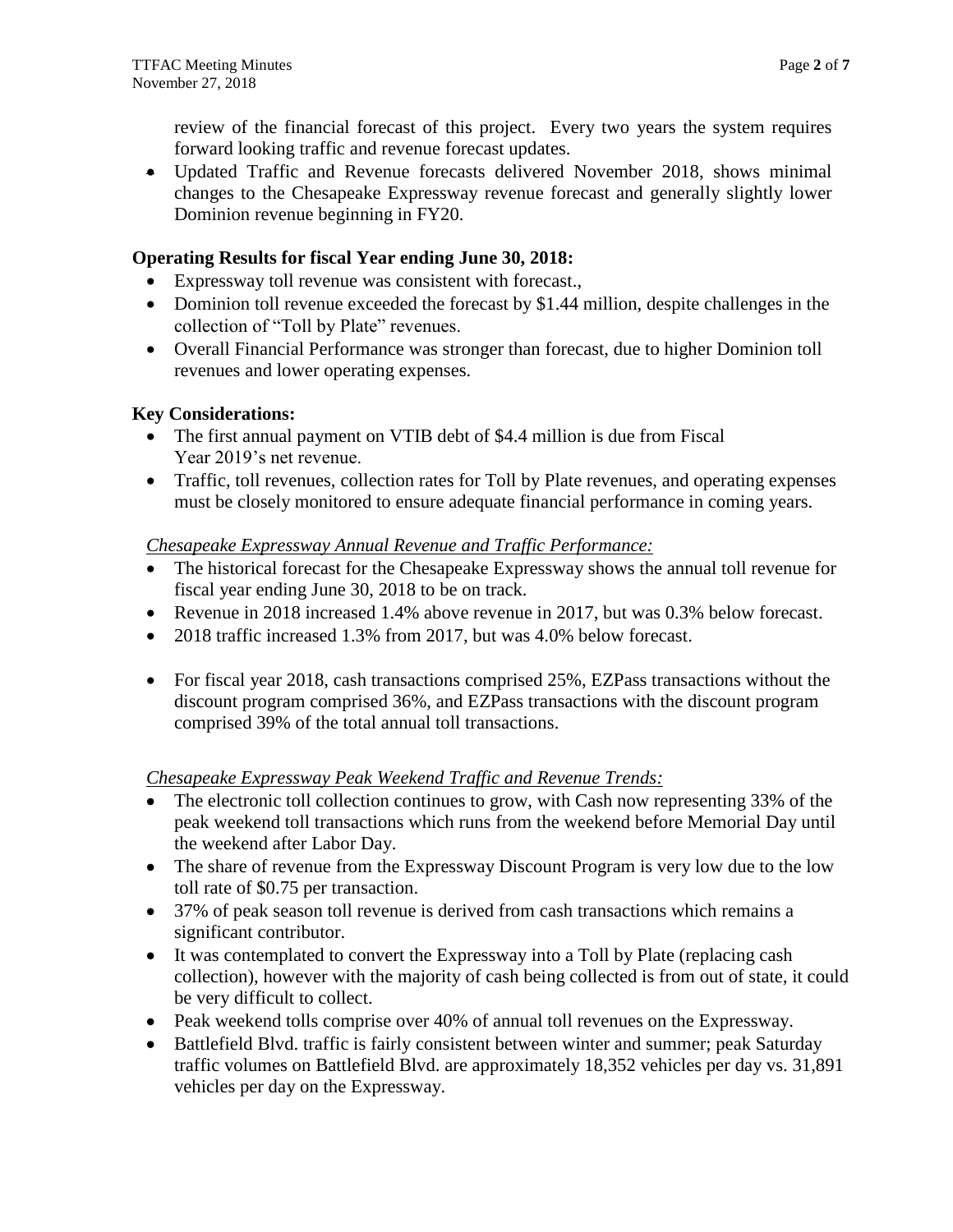review of the financial forecast of this project. Every two years the system requires forward looking traffic and revenue forecast updates.

- Updated Traffic and Revenue forecasts delivered November 2018, shows minimal changes to the Chesapeake Expressway revenue forecast and generally slightly lower Dominion revenue beginning in FY20.

**Operating Results for fiscal Year ending June 30, 2018:**

- Expressway toll revenue was consistent with forecast.,
- Dominion toll revenue exceeded the forecast by $1.44 million, despite challenges in the collection of "Toll by Plate" revenues.
- Overall Financial Performance was stronger than forecast, due to higher Dominion toll revenues and lower operating expenses.

**Key Considerations:**

- The first annual payment on VTIB debt of $4.4 million is due from Fiscal Year 2019's net revenue.
- Traffic, toll revenues, collection rates for Toll by Plate revenues, and operating expenses must be closely monitored to ensure adequate financial performance in coming years.

*Chesapeake Expressway Annual Revenue and Traffic Performance:*

- The historical forecast for the Chesapeake Expressway shows the annual toll revenue for fiscal year ending June 30, 2018 to be on track.
- Revenue in 2018 increased 1.4% above revenue in 2017, but was 0.3% below forecast.
- 2018 traffic increased 1.3% from 2017, but was 4.0% below forecast.
- For fiscal year 2018, cash transactions comprised 25%, EZPass transactions without the discount program comprised 36%, and EZPass transactions with the discount program comprised 39% of the total annual toll transactions.

*Chesapeake Expressway Peak Weekend Traffic and Revenue Trends:*

- The electronic toll collection continues to grow, with Cash now representing 33% of the peak weekend toll transactions which runs from the weekend before Memorial Day until the weekend after Labor Day.
- The share of revenue from the Expressway Discount Program is very low due to the low toll rate of $0.75 per transaction.
- 37% of peak season toll revenue is derived from cash transactions which remains a significant contributor.
- It was contemplated to convert the Expressway into a Toll by Plate (replacing cash collection), however with the majority of cash being collected is from out of state, it could be very difficult to collect.
- Peak weekend tolls comprise over 40% of annual toll revenues on the Expressway.
- Battlefield Blvd. traffic is fairly consistent between winter and summer; peak Saturday traffic volumes on Battlefield Blvd. are approximately 18,352 vehicles per day vs. 31,891 vehicles per day on the Expressway.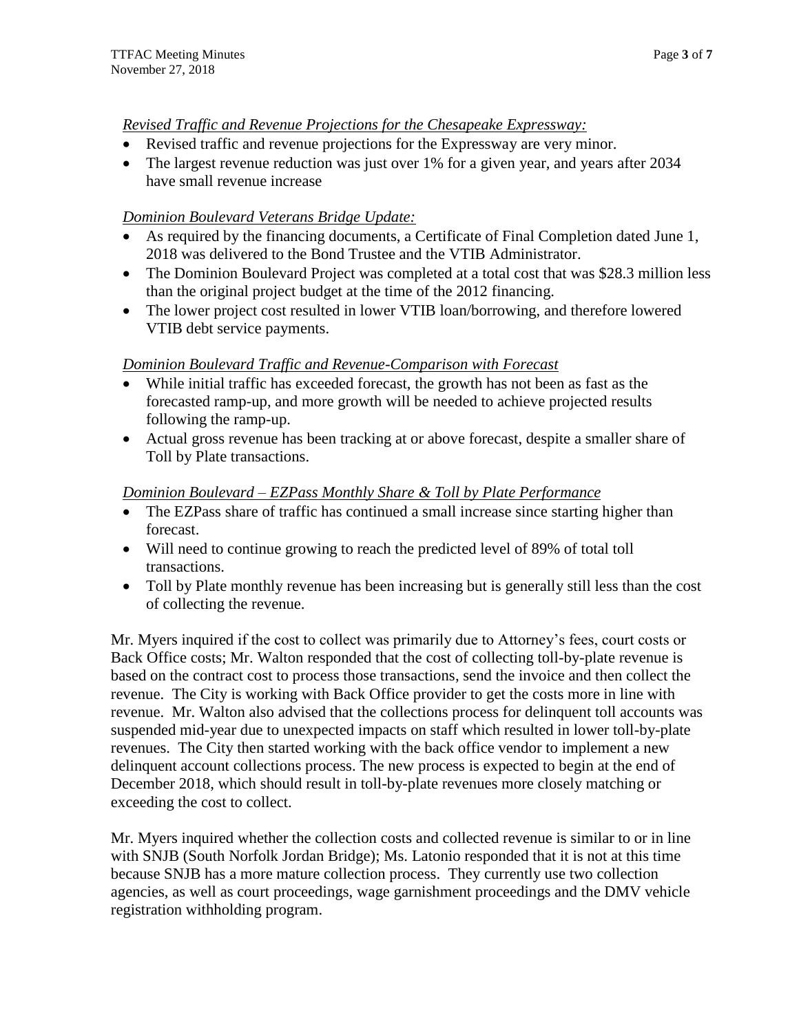*Revised Traffic and Revenue Projections for the Chesapeake Expressway:*

- Revised traffic and revenue projections for the Expressway are very minor.
- The largest revenue reduction was just over 1% for a given year, and years after 2034 have small revenue increase

*Dominion Boulevard Veterans Bridge Update:*

- As required by the financing documents, a Certificate of Final Completion dated June 1, 2018 was delivered to the Bond Trustee and the VTIB Administrator.
- The Dominion Boulevard Project was completed at a total cost that was $28.3 million less than the original project budget at the time of the 2012 financing.
- The lower project cost resulted in lower VTIB loan/borrowing, and therefore lowered VTIB debt service payments.

*Dominion Boulevard Traffic and Revenue-Comparison with Forecast*

- While initial traffic has exceeded forecast, the growth has not been as fast as the forecasted ramp-up, and more growth will be needed to achieve projected results following the ramp-up.
- Actual gross revenue has been tracking at or above forecast, despite a smaller share of Toll by Plate transactions.

*Dominion Boulevard – EZPass Monthly Share & Toll by Plate Performance*

- The EZPass share of traffic has continued a small increase since starting higher than forecast.
- Will need to continue growing to reach the predicted level of 89% of total toll transactions.
- Toll by Plate monthly revenue has been increasing but is generally still less than the cost of collecting the revenue.

Mr. Myers inquired if the cost to collect was primarily due to Attorney's fees, court costs or Back Office costs; Mr. Walton responded that the cost of collecting toll-by-plate revenue is based on the contract cost to process those transactions, send the invoice and then collect the revenue. The City is working with Back Office provider to get the costs more in line with revenue. Mr. Walton also advised that the collections process for delinquent toll accounts was suspended mid-year due to unexpected impacts on staff which resulted in lower toll-by-plate revenues. The City then started working with the back office vendor to implement a new delinquent account collections process. The new process is expected to begin at the end of December 2018, which should result in toll-by-plate revenues more closely matching or exceeding the cost to collect.

Mr. Myers inquired whether the collection costs and collected revenue is similar to or in line with SNJB (South Norfolk Jordan Bridge); Ms. Latonio responded that it is not at this time because SNJB has a more mature collection process. They currently use two collection agencies, as well as court proceedings, wage garnishment proceedings and the DMV vehicle registration withholding program.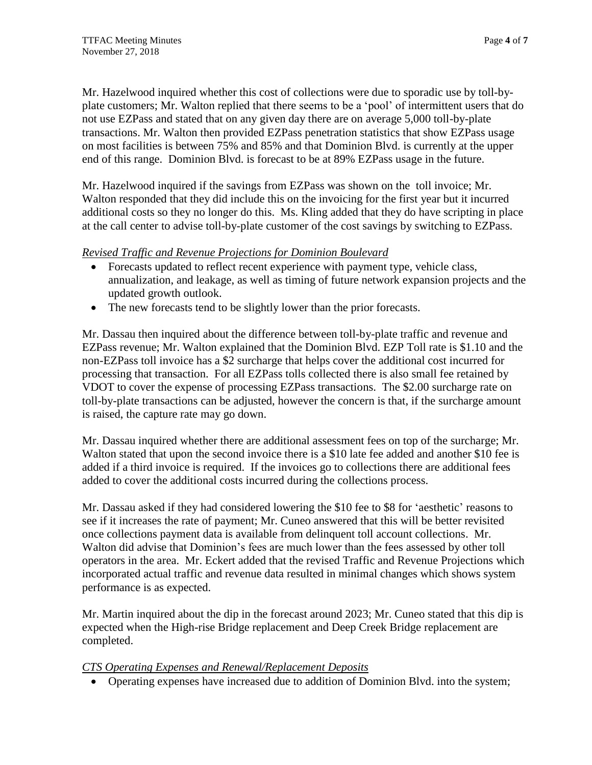Mr. Hazelwood inquired whether this cost of collections were due to sporadic use by toll-by-plate customers; Mr. Walton replied that there seems to be a 'pool' of intermittent users that do not use EZPass and stated that on any given day there are on average 5,000 toll-by-plate transactions. Mr. Walton then provided EZPass penetration statistics that show EZPass usage on most facilities is between 75% and 85% and that Dominion Blvd. is currently at the upper end of this range. Dominion Blvd. is forecast to be at 89% EZPass usage in the future.

Mr. Hazelwood inquired if the savings from EZPass was shown on the toll invoice; Mr. Walton responded that they did include this on the invoicing for the first year but it incurred additional costs so they no longer do this. Ms. Kling added that they do have scripting in place at the call center to advise toll-by-plate customer of the cost savings by switching to EZPass.

*Revised Traffic and Revenue Projections for Dominion Boulevard*

- Forecasts updated to reflect recent experience with payment type, vehicle class, annualization, and leakage, as well as timing of future network expansion projects and the updated growth outlook.
- The new forecasts tend to be slightly lower than the prior forecasts.

Mr. Dassau then inquired about the difference between toll-by-plate traffic and revenue and EZPass revenue; Mr. Walton explained that the Dominion Blvd. EZP Toll rate is $1.10 and the non-EZPass toll invoice has a $2 surcharge that helps cover the additional cost incurred for processing that transaction. For all EZPass tolls collected there is also small fee retained by VDOT to cover the expense of processing EZPass transactions. The $2.00 surcharge rate on toll-by-plate transactions can be adjusted, however the concern is that, if the surcharge amount is raised, the capture rate may go down.

Mr. Dassau inquired whether there are additional assessment fees on top of the surcharge; Mr. Walton stated that upon the second invoice there is a $10 late fee added and another $10 fee is added if a third invoice is required. If the invoices go to collections there are additional fees added to cover the additional costs incurred during the collections process.

Mr. Dassau asked if they had considered lowering the $10 fee to $8 for 'aesthetic' reasons to see if it increases the rate of payment; Mr. Cuneo answered that this will be better revisited once collections payment data is available from delinquent toll account collections. Mr. Walton did advise that Dominion's fees are much lower than the fees assessed by other toll operators in the area. Mr. Eckert added that the revised Traffic and Revenue Projections which incorporated actual traffic and revenue data resulted in minimal changes which shows system performance is as expected.

Mr. Martin inquired about the dip in the forecast around 2023; Mr. Cuneo stated that this dip is expected when the High-rise Bridge replacement and Deep Creek Bridge replacement are completed.

*CTS Operating Expenses and Renewal/Replacement Deposits*

- Operating expenses have increased due to addition of Dominion Blvd. into the system;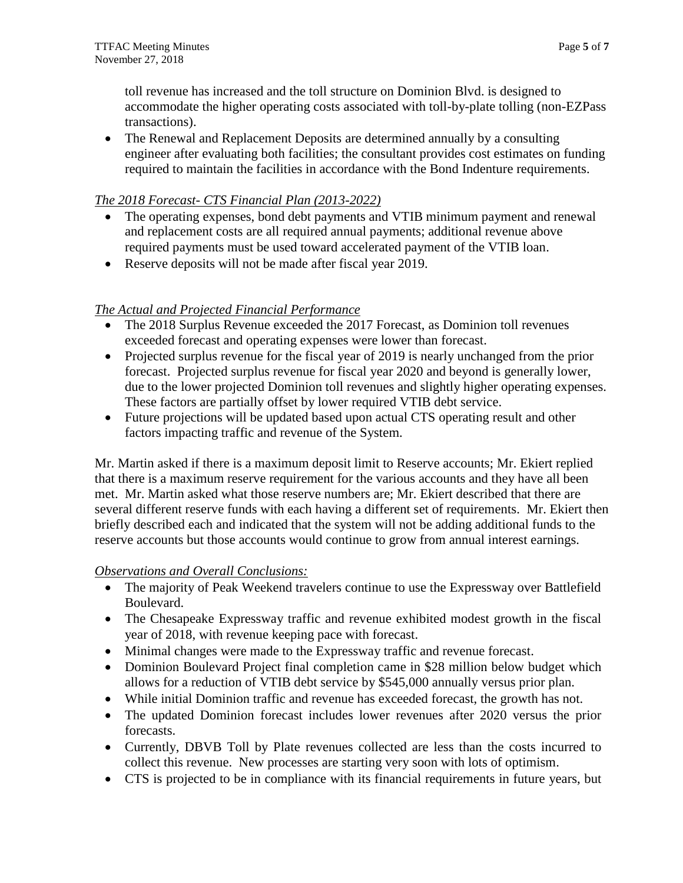toll revenue has increased and the toll structure on Dominion Blvd. is designed to accommodate the higher operating costs associated with toll-by-plate tolling (non-EZPass transactions).

- The Renewal and Replacement Deposits are determined annually by a consulting engineer after evaluating both facilities; the consultant provides cost estimates on funding required to maintain the facilities in accordance with the Bond Indenture requirements.

*The 2018 Forecast- CTS Financial Plan (2013-2022)*

- The operating expenses, bond debt payments and VTIB minimum payment and renewal and replacement costs are all required annual payments; additional revenue above required payments must be used toward accelerated payment of the VTIB loan.
- Reserve deposits will not be made after fiscal year 2019.

*The Actual and Projected Financial Performance*

- The 2018 Surplus Revenue exceeded the 2017 Forecast, as Dominion toll revenues exceeded forecast and operating expenses were lower than forecast.
- Projected surplus revenue for the fiscal year of 2019 is nearly unchanged from the prior forecast. Projected surplus revenue for fiscal year 2020 and beyond is generally lower, due to the lower projected Dominion toll revenues and slightly higher operating expenses. These factors are partially offset by lower required VTIB debt service.
- Future projections will be updated based upon actual CTS operating result and other factors impacting traffic and revenue of the System.

Mr. Martin asked if there is a maximum deposit limit to Reserve accounts; Mr. Ekiert replied that there is a maximum reserve requirement for the various accounts and they have all been met. Mr. Martin asked what those reserve numbers are; Mr. Ekiert described that there are several different reserve funds with each having a different set of requirements. Mr. Ekiert then briefly described each and indicated that the system will not be adding additional funds to the reserve accounts but those accounts would continue to grow from annual interest earnings.

*Observations and Overall Conclusions:*

- The majority of Peak Weekend travelers continue to use the Expressway over Battlefield Boulevard.
- The Chesapeake Expressway traffic and revenue exhibited modest growth in the fiscal year of 2018, with revenue keeping pace with forecast.
- Minimal changes were made to the Expressway traffic and revenue forecast.
- Dominion Boulevard Project final completion came in $28 million below budget which allows for a reduction of VTIB debt service by $545,000 annually versus prior plan.
- While initial Dominion traffic and revenue has exceeded forecast, the growth has not.
- The updated Dominion forecast includes lower revenues after 2020 versus the prior forecasts.
- Currently, DBVB Toll by Plate revenues collected are less than the costs incurred to collect this revenue. New processes are starting very soon with lots of optimism.
- CTS is projected to be in compliance with its financial requirements in future years, but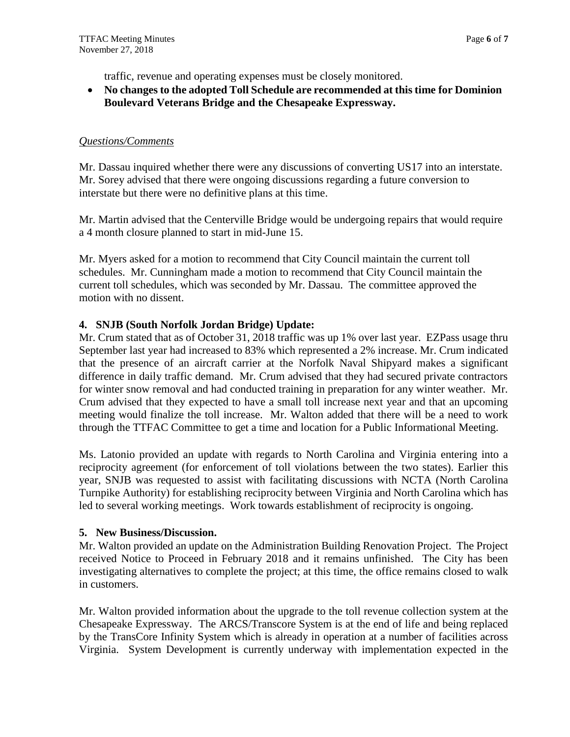traffic, revenue and operating expenses must be closely monitored.

- **No changes to the adopted Toll Schedule are recommended at this time for Dominion Boulevard Veterans Bridge and the Chesapeake Expressway.**

*Questions/Comments*

Mr. Dassau inquired whether there were any discussions of converting US17 into an interstate. Mr. Sorey advised that there were ongoing discussions regarding a future conversion to interstate but there were no definitive plans at this time.

Mr. Martin advised that the Centerville Bridge would be undergoing repairs that would require a 4 month closure planned to start in mid-June 15.

Mr. Myers asked for a motion to recommend that City Council maintain the current toll schedules. Mr. Cunningham made a motion to recommend that City Council maintain the current toll schedules, which was seconded by Mr. Dassau. The committee approved the motion with no dissent.

**4. SNJB (South Norfolk Jordan Bridge) Update:**

Mr. Crum stated that as of October 31, 2018 traffic was up 1% over last year. EZPass usage thru September last year had increased to 83% which represented a 2% increase. Mr. Crum indicated that the presence of an aircraft carrier at the Norfolk Naval Shipyard makes a significant difference in daily traffic demand. Mr. Crum advised that they had secured private contractors for winter snow removal and had conducted training in preparation for any winter weather. Mr. Crum advised that they expected to have a small toll increase next year and that an upcoming meeting would finalize the toll increase. Mr. Walton added that there will be a need to work through the TTFAC Committee to get a time and location for a Public Informational Meeting.

Ms. Latonio provided an update with regards to North Carolina and Virginia entering into a reciprocity agreement (for enforcement of toll violations between the two states). Earlier this year, SNJB was requested to assist with facilitating discussions with NCTA (North Carolina Turnpike Authority) for establishing reciprocity between Virginia and North Carolina which has led to several working meetings. Work towards establishment of reciprocity is ongoing.

**5. New Business/Discussion.**

Mr. Walton provided an update on the Administration Building Renovation Project. The Project received Notice to Proceed in February 2018 and it remains unfinished. The City has been investigating alternatives to complete the project; at this time, the office remains closed to walk in customers.

Mr. Walton provided information about the upgrade to the toll revenue collection system at the Chesapeake Expressway. The ARCS/Transcore System is at the end of life and being replaced by the TransCore Infinity System which is already in operation at a number of facilities across Virginia. System Development is currently underway with implementation expected in the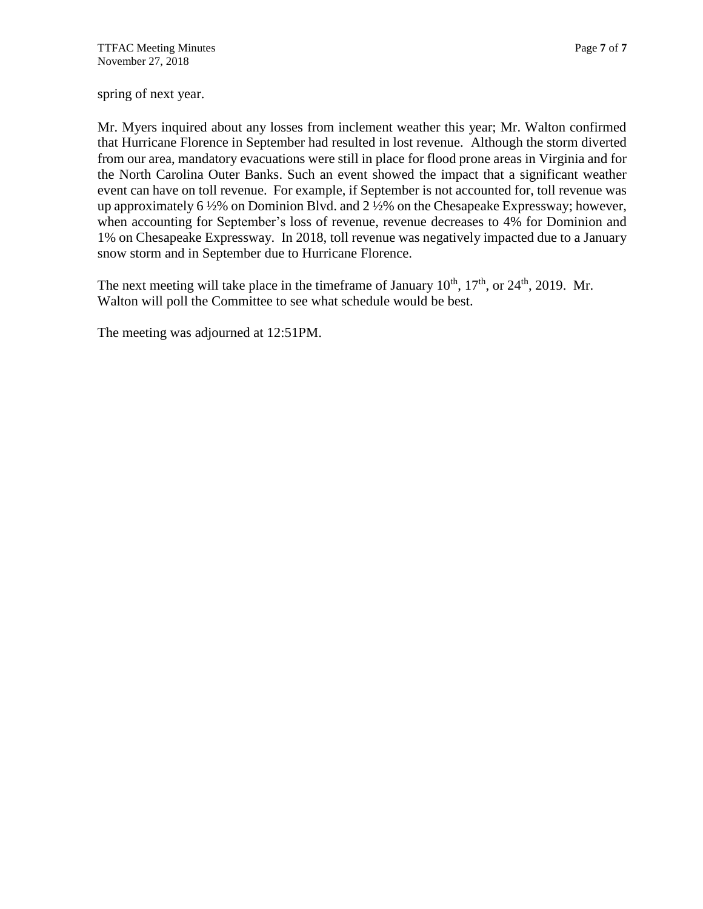spring of next year.

Mr. Myers inquired about any losses from inclement weather this year; Mr. Walton confirmed that Hurricane Florence in September had resulted in lost revenue. Although the storm diverted from our area, mandatory evacuations were still in place for flood prone areas in Virginia and for the North Carolina Outer Banks. Such an event showed the impact that a significant weather event can have on toll revenue. For example, if September is not accounted for, toll revenue was up approximately 6 ½% on Dominion Blvd. and 2 ½% on the Chesapeake Expressway; however, when accounting for September's loss of revenue, revenue decreases to 4% for Dominion and 1% on Chesapeake Expressway. In 2018, toll revenue was negatively impacted due to a January snow storm and in September due to Hurricane Florence.

The next meeting will take place in the timeframe of January 10th, 17th, or 24th, 2019. Mr. Walton will poll the Committee to see what schedule would be best.

The meeting was adjourned at 12:51PM.